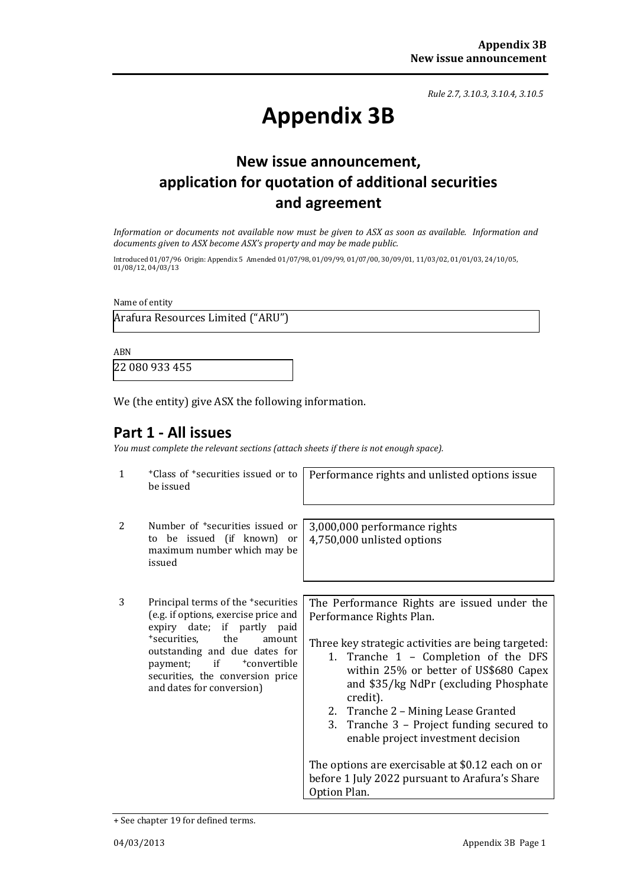*Rule 2.7, 3.10.3, 3.10.4, 3.10.5*

# Appendix 3B

## New issue announcement, application for quotation of additional securities and agreement

*Information or documents not available now must be given to ASX as soon as available. Information and documents given to ASX become ASX's property and may be made public.*

Introduced 01/07/96 Origin: Appendix 5 Amended 01/07/98, 01/09/99, 01/07/00, 30/09/01, 11/03/02, 01/01/03, 24/10/05, 01/08/12, 04/03/13

Name of entity

Arafura Resources Limited ("ARU")

ABN

22 080 933 455

We (the entity) give ASX the following information.

## Part 1 - All issues

*You must complete the relevant sections (attach sheets if there is not enough space).*

| | | |
|---|---|---|
| 1 | +Class of +securities issued or to be issued | Performance rights and unlisted options issue |
| 2 | Number of +securities issued or to be issued (if known) or maximum number which may be issued | 3,000,000 performance rights<br>4,750,000 unlisted options |
| 3 | Principal terms of the +securities (e.g. if options, exercise price and expiry date; if partly paid +securities, the amount outstanding and due dates for payment; if +convertible securities, the conversion price and dates for conversion) | The Performance Rights are issued under the Performance Rights Plan.<br><br>Three key strategic activities are being targeted:<br>1. Tranche 1 – Completion of the DFS within 25% or better of US$680 Capex and $35/kg NdPr (excluding Phosphate credit).<br>2. Tranche 2 – Mining Lease Granted<br>3. Tranche 3 – Project funding secured to enable project investment decision<br><br>The options are exercisable at $0.12 each on or before 1 July 2022 pursuant to Arafura's Share Option Plan. |

+ See chapter 19 for defined terms.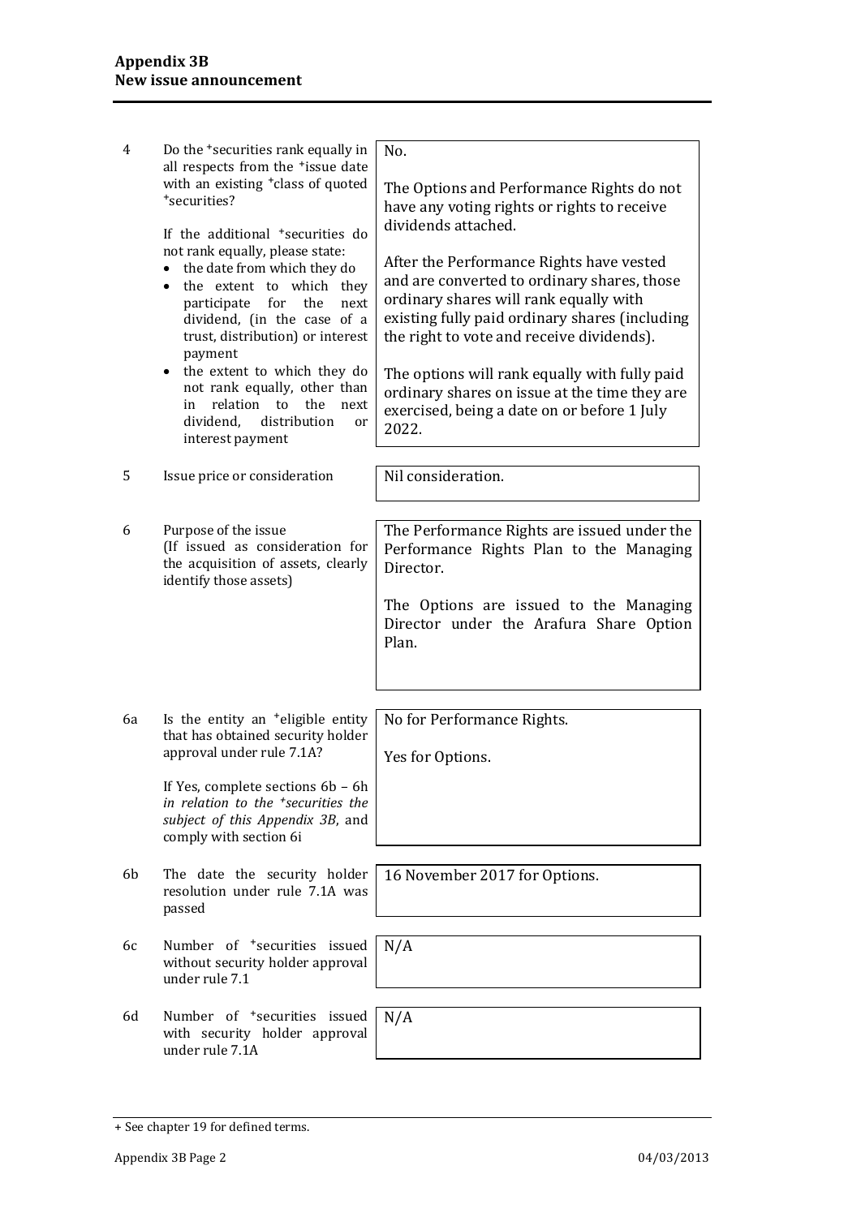| | | |
|---|---|---|
| 4 | Do the +securities rank equally in all respects from the +issue date with an existing +class of quoted +securities?<br><br>If the additional +securities do not rank equally, please state:<br>• the date from which they do<br>• the extent to which they participate for the next dividend, (in the case of a trust, distribution) or interest payment<br>• the extent to which they do not rank equally, other than in relation to the next dividend, distribution or interest payment | No.<br><br>The Options and Performance Rights do not have any voting rights or rights to receive dividends attached.<br><br>After the Performance Rights have vested and are converted to ordinary shares, those ordinary shares will rank equally with existing fully paid ordinary shares (including the right to vote and receive dividends).<br><br>The options will rank equally with fully paid ordinary shares on issue at the time they are exercised, being a date on or before 1 July 2022. |
| 5 | Issue price or consideration | Nil consideration. |
| 6 | Purpose of the issue<br>(If issued as consideration for the acquisition of assets, clearly identify those assets) | The Performance Rights are issued under the Performance Rights Plan to the Managing Director.<br><br>The Options are issued to the Managing Director under the Arafura Share Option Plan. |
| 6a | Is the entity an +eligible entity that has obtained security holder approval under rule 7.1A?<br><br>If Yes, complete sections 6b – 6h *in relation to the +securities the subject of this Appendix 3B*, and comply with section 6i | No for Performance Rights.<br><br>Yes for Options. |
| 6b | The date the security holder resolution under rule 7.1A was passed | 16 November 2017 for Options. |
| 6c | Number of +securities issued without security holder approval under rule 7.1 | N/A |
| 6d | Number of +securities issued with security holder approval under rule 7.1A | N/A |

+ See chapter 19 for defined terms.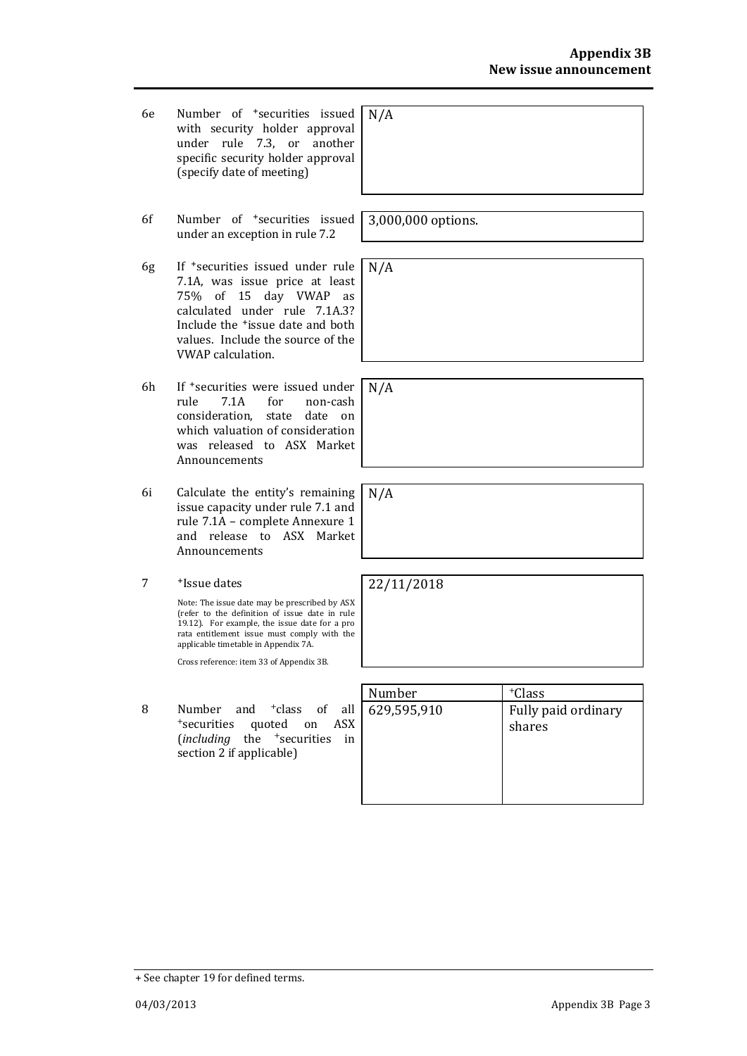| | | |
|---|---|---|
| 6e | Number of +securities issued with security holder approval under rule 7.3, or another specific security holder approval (specify date of meeting) | N/A |
| 6f | Number of +securities issued under an exception in rule 7.2 | 3,000,000 options. |
| 6g | If +securities issued under rule 7.1A, was issue price at least 75% of 15 day VWAP as calculated under rule 7.1A.3? Include the +issue date and both values. Include the source of the VWAP calculation. | N/A |
| 6h | If +securities were issued under rule 7.1A for non-cash consideration, state date on which valuation of consideration was released to ASX Market Announcements | N/A |
| 6i | Calculate the entity's remaining issue capacity under rule 7.1 and rule 7.1A – complete Annexure 1 and release to ASX Market Announcements | N/A |
| 7 | +Issue dates<br><br>Note: The issue date may be prescribed by ASX (refer to the definition of issue date in rule 19.12). For example, the issue date for a pro rata entitlement issue must comply with the applicable timetable in Appendix 7A.<br><br>Cross reference: item 33 of Appendix 3B. | 22/11/2018 |

| | | Number | +Class |
|---|---|---|---|
| 8 | Number and +class of all +securities quoted on ASX (*including* the +securities in section 2 if applicable) | 629,595,910 | Fully paid ordinary shares |

+ See chapter 19 for defined terms.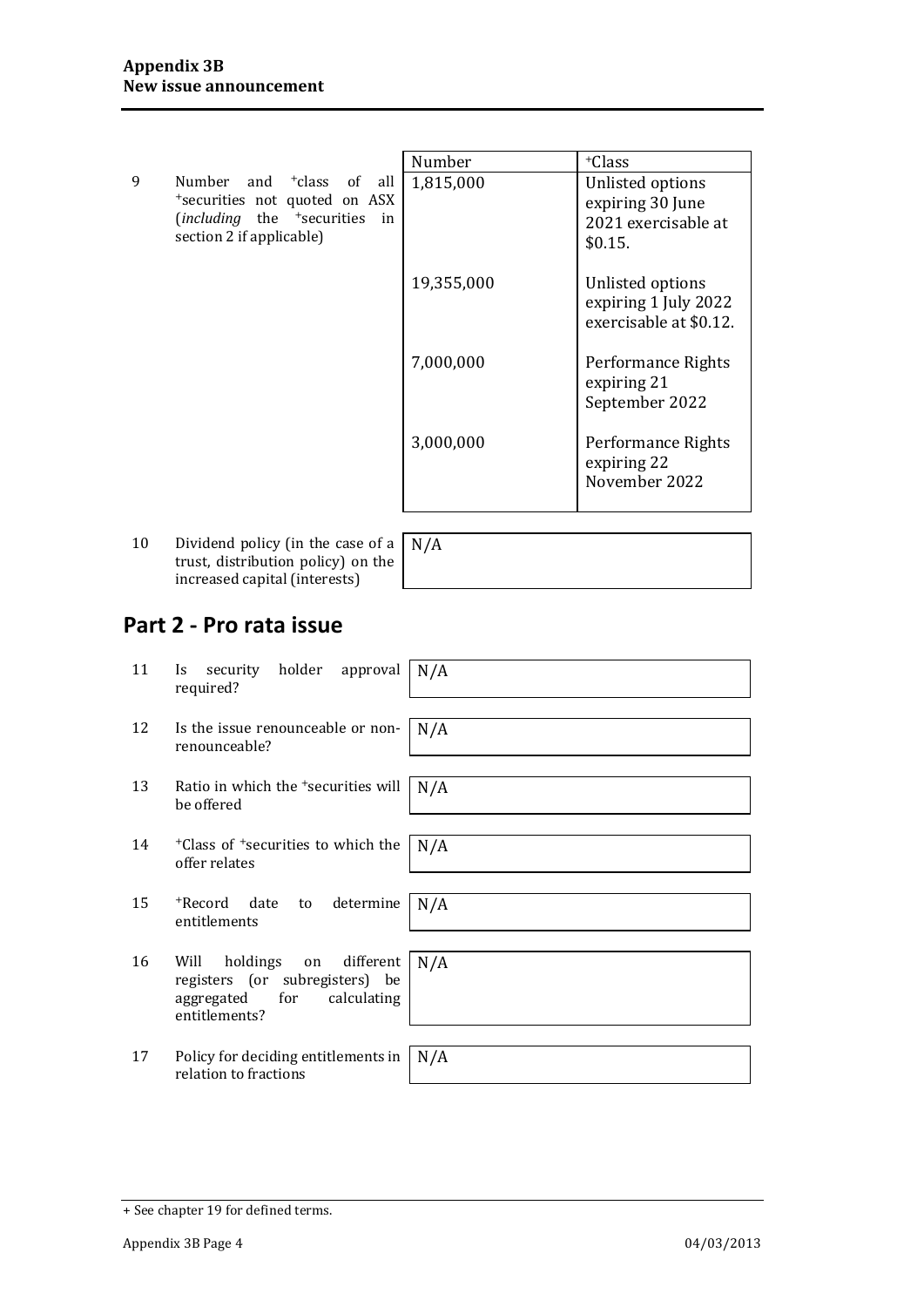| | | Number | +Class |
|---|---|---|---|
| 9 | Number and +class of all +securities not quoted on ASX (*including* the +securities in section 2 if applicable) | 1,815,000 | Unlisted options expiring 30 June 2021 exercisable at $0.15. |
| | | 19,355,000 | Unlisted options expiring 1 July 2022 exercisable at $0.12. |
| | | 7,000,000 | Performance Rights expiring 21 September 2022 |
| | | 3,000,000 | Performance Rights expiring 22 November 2022 |

| | | |
|---|---|---|
| 10 | Dividend policy (in the case of a trust, distribution policy) on the increased capital (interests) | N/A |

## Part 2 - Pro rata issue

| | | |
|---|---|---|
| 11 | Is security holder approval required? | N/A |
| 12 | Is the issue renounceable or non-renounceable? | N/A |
| 13 | Ratio in which the +securities will be offered | N/A |
| 14 | +Class of +securities to which the offer relates | N/A |
| 15 | +Record date to determine entitlements | N/A |
| 16 | Will holdings on different registers (or subregisters) be aggregated for calculating entitlements? | N/A |
| 17 | Policy for deciding entitlements in relation to fractions | N/A |

+ See chapter 19 for defined terms.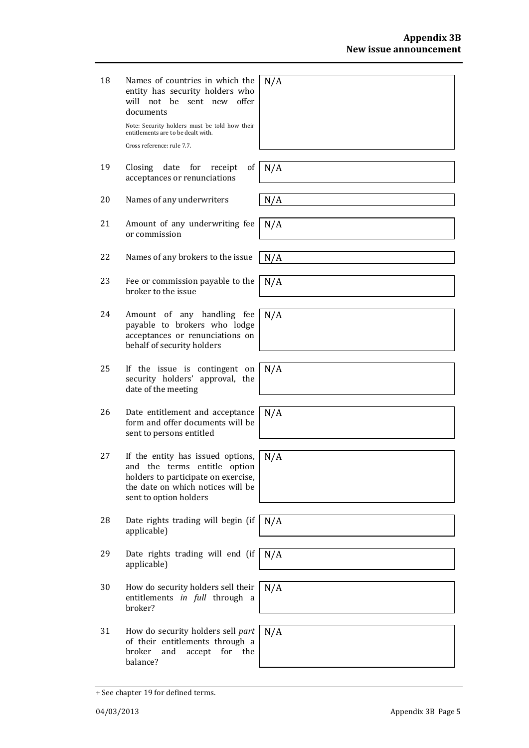| | | |
|---|---|---|
| 18 | Names of countries in which the entity has security holders who will not be sent new offer documents<br><br>Note: Security holders must be told how their entitlements are to be dealt with.<br><br>Cross reference: rule 7.7. | N/A |
| 19 | Closing date for receipt of acceptances or renunciations | N/A |
| 20 | Names of any underwriters | N/A |
| 21 | Amount of any underwriting fee or commission | N/A |
| 22 | Names of any brokers to the issue | N/A |
| 23 | Fee or commission payable to the broker to the issue | N/A |
| 24 | Amount of any handling fee payable to brokers who lodge acceptances or renunciations on behalf of security holders | N/A |
| 25 | If the issue is contingent on security holders' approval, the date of the meeting | N/A |
| 26 | Date entitlement and acceptance form and offer documents will be sent to persons entitled | N/A |
| 27 | If the entity has issued options, and the terms entitle option holders to participate on exercise, the date on which notices will be sent to option holders | N/A |
| 28 | Date rights trading will begin (if applicable) | N/A |
| 29 | Date rights trading will end (if applicable) | N/A |
| 30 | How do security holders sell their entitlements *in full* through a broker? | N/A |
| 31 | How do security holders sell *part* of their entitlements through a broker and accept for the balance? | N/A |

+ See chapter 19 for defined terms.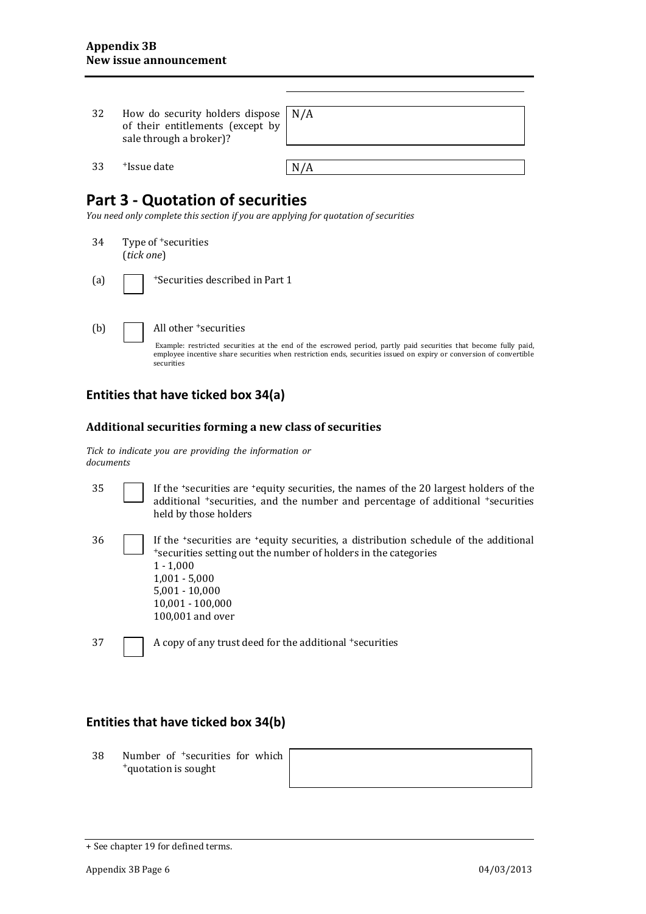| | | |
|---|---|---|
| 32 | How do security holders dispose of their entitlements (except by sale through a broker)? | N/A |
| 33 | +Issue date | N/A |

## Part 3 - Quotation of securities

*You need only complete this section if you are applying for quotation of securities*

34 Type of +securities (*tick one*)

(a) ☐ +Securities described in Part 1

(b) ☐ All other +securities

Example: restricted securities at the end of the escrowed period, partly paid securities that become fully paid, employee incentive share securities when restriction ends, securities issued on expiry or conversion of convertible securities

### Entities that have ticked box 34(a)

#### Additional securities forming a new class of securities

*Tick to indicate you are providing the information or documents*

35 ☐ If the +securities are +equity securities, the names of the 20 largest holders of the additional +securities, and the number and percentage of additional +securities held by those holders

36 ☐ If the +securities are +equity securities, a distribution schedule of the additional +securities setting out the number of holders in the categories
1 - 1,000
1,001 - 5,000
5,001 - 10,000
10,001 - 100,000
100,001 and over

37 ☐ A copy of any trust deed for the additional +securities

### Entities that have ticked box 34(b)

| | | |
|---|---|---|
| 38 | Number of +securities for which +quotation is sought | |

+ See chapter 19 for defined terms.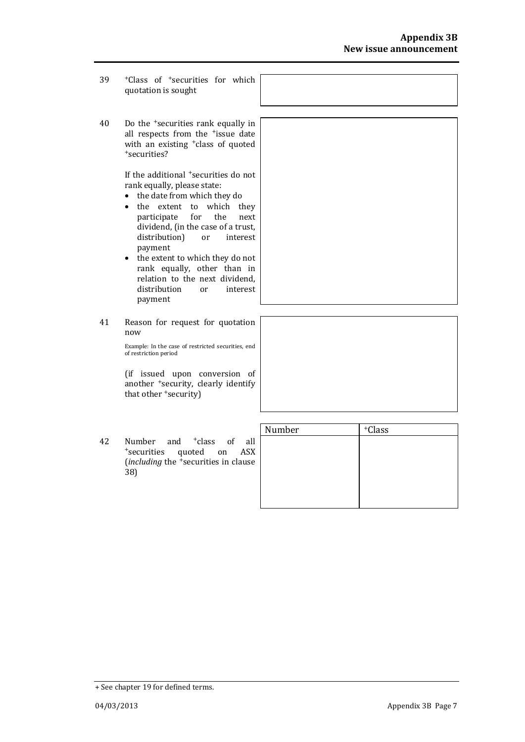| | | |
|---|---|---|
| 39 | +Class of +securities for which quotation is sought | |
| 40 | Do the +securities rank equally in all respects from the +issue date with an existing +class of quoted +securities?<br><br>If the additional +securities do not rank equally, please state:<br>• the date from which they do<br>• the extent to which they participate for the next dividend, (in the case of a trust, distribution) or interest payment<br>• the extent to which they do not rank equally, other than in relation to the next dividend, distribution or interest payment | |
| 41 | Reason for request for quotation now<br><br>Example: In the case of restricted securities, end of restriction period<br><br>(if issued upon conversion of another +security, clearly identify that other +security) | |

| | | Number | +Class |
|---|---|---|---|
| 42 | Number and +class of all +securities quoted on ASX (*including* the +securities in clause 38) | | |

+ See chapter 19 for defined terms.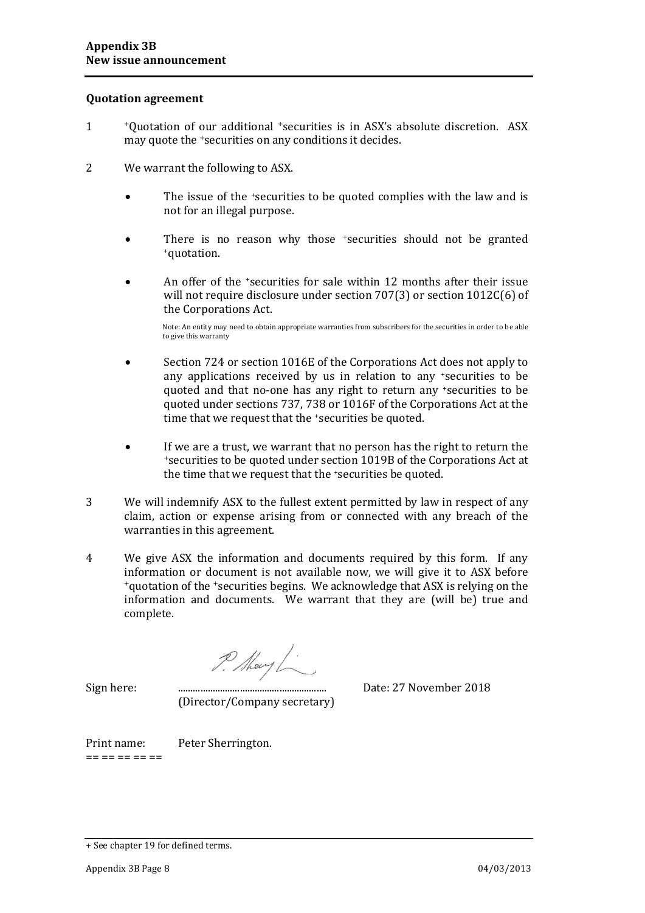## Quotation agreement

1. +Quotation of our additional +securities is in ASX's absolute discretion. ASX may quote the +securities on any conditions it decides.

2. We warrant the following to ASX.

   - The issue of the +securities to be quoted complies with the law and is not for an illegal purpose.

   - There is no reason why those +securities should not be granted +quotation.

   - An offer of the +securities for sale within 12 months after their issue will not require disclosure under section 707(3) or section 1012C(6) of the Corporations Act.

     Note: An entity may need to obtain appropriate warranties from subscribers for the securities in order to be able to give this warranty

   - Section 724 or section 1016E of the Corporations Act does not apply to any applications received by us in relation to any +securities to be quoted and that no-one has any right to return any +securities to be quoted under sections 737, 738 or 1016F of the Corporations Act at the time that we request that the +securities be quoted.

   - If we are a trust, we warrant that no person has the right to return the +securities to be quoted under section 1019B of the Corporations Act at the time that we request that the +securities be quoted.

3. We will indemnify ASX to the fullest extent permitted by law in respect of any claim, action or expense arising from or connected with any breach of the warranties in this agreement.

4. We give ASX the information and documents required by this form. If any information or document is not available now, we will give it to ASX before +quotation of the +securities begins. We acknowledge that ASX is relying on the information and documents. We warrant that they are (will be) true and complete.

Sign here: ............................................................ Date: 27 November 2018
(Director/Company secretary)

Print name: Peter Sherrington.

== == == == ==

+ See chapter 19 for defined terms.